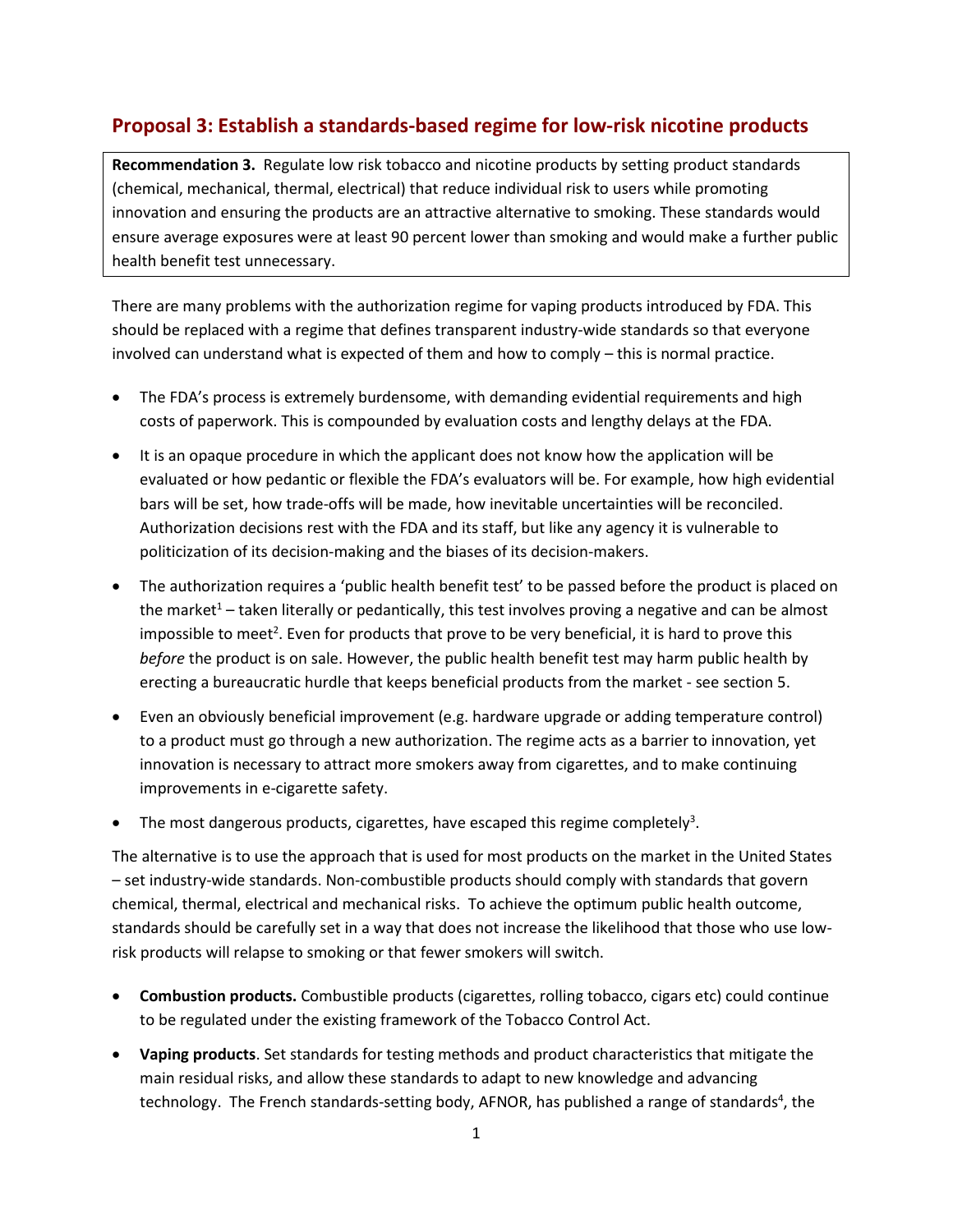## Proposal 3: Establish a standards-based regime for low-risk nicotine products

**Recommendation 3.** Regulate low risk tobacco and nicotine products by setting product standards (chemical, mechanical, thermal, electrical) that reduce individual risk to users while promoting innovation and ensuring the products are an attractive alternative to smoking. These standards would ensure average exposures were at least 90 percent lower than smoking and would make a further public health benefit test unnecessary.

There are many problems with the authorization regime for vaping products introduced by FDA. This should be replaced with a regime that defines transparent industry-wide standards so that everyone involved can understand what is expected of them and how to comply – this is normal practice.

- The FDA's process is extremely burdensome, with demanding evidential requirements and high costs of paperwork. This is compounded by evaluation costs and lengthy delays at the FDA.
- It is an opaque procedure in which the applicant does not know how the application will be evaluated or how pedantic or flexible the FDA's evaluators will be. For example, how high evidential bars will be set, how trade-offs will be made, how inevitable uncertainties will be reconciled. Authorization decisions rest with the FDA and its staff, but like any agency it is vulnerable to politicization of its decision-making and the biases of its decision-makers.
- The authorization requires a 'public health benefit test' to be passed before the product is placed on the market[1] – taken literally or pedantically, this test involves proving a negative and can be almost impossible to meet[2]. Even for products that prove to be very beneficial, it is hard to prove this *before* the product is on sale. However, the public health benefit test may harm public health by erecting a bureaucratic hurdle that keeps beneficial products from the market - see section 5.
- Even an obviously beneficial improvement (e.g. hardware upgrade or adding temperature control) to a product must go through a new authorization. The regime acts as a barrier to innovation, yet innovation is necessary to attract more smokers away from cigarettes, and to make continuing improvements in e-cigarette safety.
- The most dangerous products, cigarettes, have escaped this regime completely[3].

The alternative is to use the approach that is used for most products on the market in the United States – set industry-wide standards. Non-combustible products should comply with standards that govern chemical, thermal, electrical and mechanical risks. To achieve the optimum public health outcome, standards should be carefully set in a way that does not increase the likelihood that those who use low-risk products will relapse to smoking or that fewer smokers will switch.

- **Combustion products.** Combustible products (cigarettes, rolling tobacco, cigars etc) could continue to be regulated under the existing framework of the Tobacco Control Act.
- **Vaping products**. Set standards for testing methods and product characteristics that mitigate the main residual risks, and allow these standards to adapt to new knowledge and advancing technology. The French standards-setting body, AFNOR, has published a range of standards[4], the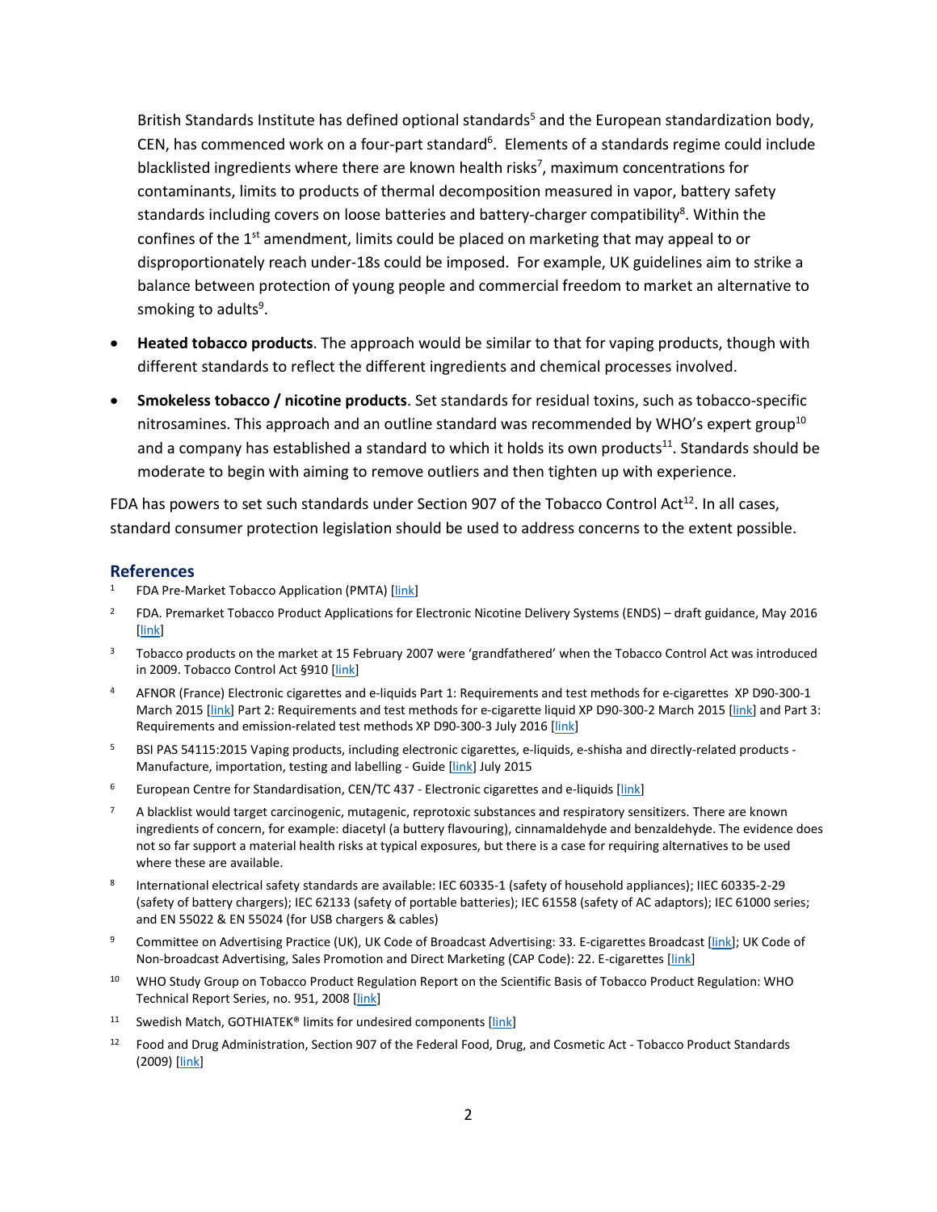British Standards Institute has defined optional standards[5] and the European standardization body, CEN, has commenced work on a four-part standard[6]. Elements of a standards regime could include blacklisted ingredients where there are known health risks[7], maximum concentrations for contaminants, limits to products of thermal decomposition measured in vapor, battery safety standards including covers on loose batteries and battery-charger compatibility[8]. Within the confines of the 1st amendment, limits could be placed on marketing that may appeal to or disproportionately reach under-18s could be imposed. For example, UK guidelines aim to strike a balance between protection of young people and commercial freedom to market an alternative to smoking to adults[9].

- **Heated tobacco products**. The approach would be similar to that for vaping products, though with different standards to reflect the different ingredients and chemical processes involved.
- **Smokeless tobacco / nicotine products**. Set standards for residual toxins, such as tobacco-specific nitrosamines. This approach and an outline standard was recommended by WHO's expert group[10] and a company has established a standard to which it holds its own products[11]. Standards should be moderate to begin with aiming to remove outliers and then tighten up with experience.

FDA has powers to set such standards under Section 907 of the Tobacco Control Act[12]. In all cases, standard consumer protection legislation should be used to address concerns to the extent possible.

## References

1. FDA Pre-Market Tobacco Application (PMTA) [link]
2. FDA. Premarket Tobacco Product Applications for Electronic Nicotine Delivery Systems (ENDS) – draft guidance, May 2016 [link]
3. Tobacco products on the market at 15 February 2007 were 'grandfathered' when the Tobacco Control Act was introduced in 2009. Tobacco Control Act §910 [link]
4. AFNOR (France) Electronic cigarettes and e-liquids Part 1: Requirements and test methods for e-cigarettes XP D90-300-1 March 2015 [link] Part 2: Requirements and test methods for e-cigarette liquid XP D90-300-2 March 2015 [link] and Part 3: Requirements and emission-related test methods XP D90-300-3 July 2016 [link]
5. BSI PAS 54115:2015 Vaping products, including electronic cigarettes, e-liquids, e-shisha and directly-related products - Manufacture, importation, testing and labelling - Guide [link] July 2015
6. European Centre for Standardisation, CEN/TC 437 - Electronic cigarettes and e-liquids [link]
7. A blacklist would target carcinogenic, mutagenic, reprotoxic substances and respiratory sensitizers. There are known ingredients of concern, for example: diacetyl (a buttery flavouring), cinnamaldehyde and benzaldehyde. The evidence does not so far support a material health risks at typical exposures, but there is a case for requiring alternatives to be used where these are available.
8. International electrical safety standards are available: IEC 60335-1 (safety of household appliances); IIEC 60335-2-29 (safety of battery chargers); IEC 62133 (safety of portable batteries); IEC 61558 (safety of AC adaptors); IEC 61000 series; and EN 55022 & EN 55024 (for USB chargers & cables)
9. Committee on Advertising Practice (UK), UK Code of Broadcast Advertising: 33. E-cigarettes Broadcast [link]; UK Code of Non-broadcast Advertising, Sales Promotion and Direct Marketing (CAP Code): 22. E-cigarettes [link]
10. WHO Study Group on Tobacco Product Regulation Report on the Scientific Basis of Tobacco Product Regulation: WHO Technical Report Series, no. 951, 2008 [link]
11. Swedish Match, GOTHIATEK® limits for undesired components [link]
12. Food and Drug Administration, Section 907 of the Federal Food, Drug, and Cosmetic Act - Tobacco Product Standards (2009) [link]